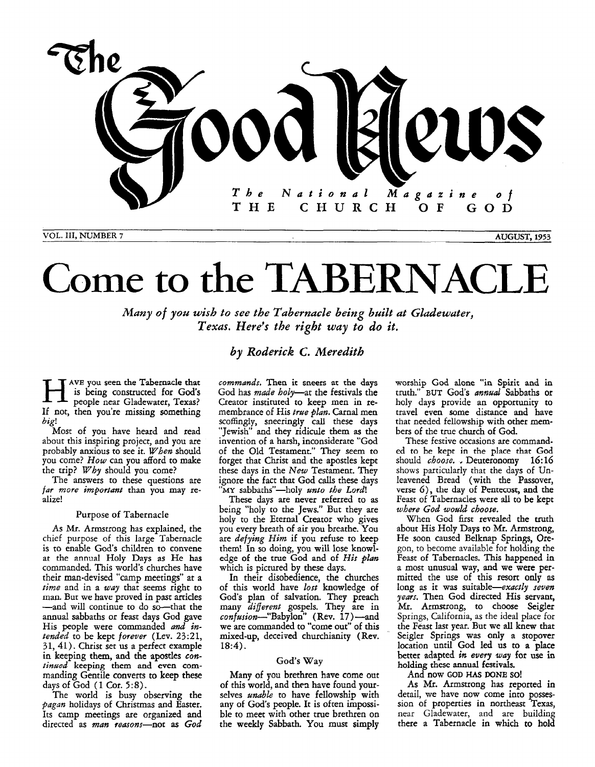# The Good News

*The National Magazine of*
**THE CHURCH OF GOD**

VOL. III, NUMBER 7 — AUGUST, 1953

# Come to the TABERNACLE

*Many of you wish to see the Tabernacle being built at Gladewater, Texas. Here's the right way to do it.*

*by Roderick C. Meredith*

HAVE you seen the Tabernacle that is being constructed for God's people near Gladewater, Texas? If not, then you're missing something *big*!

Most of you have heard and read about this inspiring project, and you are probably anxious to see it. *When* should you come? *How* can you afford to make the trip? *Why* should you come?

The answers to these questions are *far more important* than you may realize!

## Purpose of Tabernacle

As Mr. Armstrong has explained, the chief purpose of this large Tabernacle is to enable God's children to convene at the annual Holy Days as He has commanded. This world's churches have their man-devised "camp meetings" at a *time* and in a *way* that seems right to man. But we have proved in past articles—and will continue to do so—that the annual sabbaths or feast days God gave His people were commanded *and intended* to be kept *forever* (Lev. 23:21, 31, 41). Christ set us a perfect example in keeping them, and the apostles *continued* keeping them and even commanding Gentile converts to keep these days of God (1 Cor. 5:8).

The world is busy observing the *pagan* holidays of Christmas and Easter. Its camp meetings are organized and directed as *man reasons*—not as *God commands*. Then it sneers at the days God has *made holy*—at the festivals the Creator instituted to keep men in remembrance of His *true plan*. Carnal men scoffingly, sneeringly call these days "Jewish" and they ridicule them as the invention of a harsh, inconsiderate "God of the Old Testament." They seem to forget that Christ and the apostles kept these days in the *New* Testament. They ignore the fact that God calls these days "MY sabbaths"—holy *unto the Lord*!

These days are never referred to as being "holy to the Jews." But they are holy to the Eternal Creator who gives you every breath of air you breathe. You are *defying Him* if you refuse to keep them! In so doing, you will lose knowledge of the true God and of *His plan* which is pictured by these days.

In their disobedience, the churches of this world have *lost* knowledge of God's plan of salvation. They preach many *different* gospels. They are in *confusion*—"Babylon" (Rev. 17)—and we are commanded to "come out" of this mixed-up, deceived churchianity (Rev. 18:4).

## God's Way

Many of you brethren have come out of this world, and then have found yourselves *unable* to have fellowship with any of God's people. It is often impossible to meet with other true brethren on the weekly Sabbath. You must simply worship God alone "in Spirit and in truth." BUT God's *annual* Sabbaths or holy days provide an opportunity to travel even some distance and have that needed fellowship with other members of the true church of God.

These festive occasions are commanded to be kept in the place that God should *choose*. Deuteronomy 16:16 shows particularly that the days of Unleavened Bread (with the Passover, verse 6), the day of Pentecost, and the Feast of Tabernacles were all to be kept *where God would choose.*

When God first revealed the truth about His Holy Days to Mr. Armstrong, He soon caused Belknap Springs, Oregon, to become available for holding the Feast of Tabernacles. This happened in a most unusual way, and we were permitted the use of this resort only as long as it was suitable—*exactly seven years*. Then God directed His servant, Mr. Armstrong, to choose Seigler Springs, California, as the ideal place for the Feast last year. But we all knew that Seigler Springs was only a stopover location until God led us to a place better adapted *in every way* for use in holding these annual festivals.

And now GOD HAS DONE SO!

As Mr. Armstrong has reported in detail, we have now come into possession of properties in northeast Texas, near Gladewater, and are building there a Tabernacle in which to hold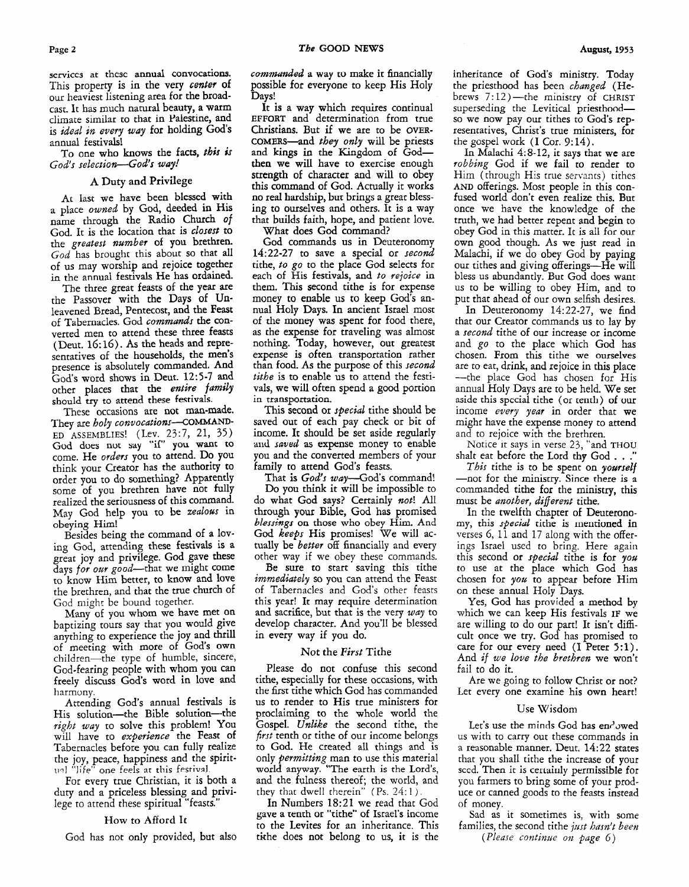services at these annual convocations. This property is in the very *center* of our heaviest listening area for the broadcast. It has much natural beauty, a warm climate similar to that in Palestine, and is *ideal in every way* for holding God's annual festivals!

To one who knows the facts, *this is God's selection—God's way!*

### A Duty and Privilege

At last we have been blessed with a place *owned* by God, deeded in His name through the Radio Church *of* God. It is the location that is *closest* to the *greatest number* of you brethren. *God* has brought this about so that all of us may worship and rejoice together in the annual festivals He has ordained.

The three great feasts of the year are the Passover with the Days of Unleavened Bread, Pentecost, and the Feast of Tabernacles. God *commands* the converted men to attend these three feasts (Deut. 16:16). As the heads and representatives of the households, the men's presence is absolutely commanded. And God's word shows in Deut. 12:5-7 and other places that the *entire family* should try to attend these festivals.

These occasions are not man-made. They are *holy convocations*—COMMANDED ASSEMBLIES! (Lev. 23:7, 21, 35) God does not say "if" you want to come. He *orders* you to attend. Do you think your Creator has the authority to order you to do something? Apparently some of you brethren have not fully realized the seriousness of this command. May God help you to be *zealous* in obeying Him!

Besides being the command of a loving God, attending these festivals is a great joy and privilege. God gave these days *for our good*—that we might come to know Him better, to know and love the brethren, and that the true church of God might be bound together.

Many of you whom we have met on baptizing tours say that you would give anything to experience the joy and thrill of meeting with more of God's own children—the type of humble, sincere, God-fearing people with whom you can freely discuss God's word in love and harmony.

Attending God's annual festivals is His solution—the Bible solution—the *right way* to solve this problem! You will have to *experience* the Feast of Tabernacles before you can fully realize the joy, peace, happiness and the spiritual "life" one feels at this festival.

For every true Christian, it is both a duty and a priceless blessing and privilege to attend these spiritual "feasts."

### How to Afford It

God has not only provided, but also *commanded* a way to make it financially possible for everyone to keep His Holy Days!

It is a way which requires continual EFFORT and determination from true Christians. But if we are to be OVERCOMERS—and *they only* will be priests and kings in the Kingdom of God—then we will have to exercise enough strength of character and will to obey this command of God. Actually it works no real hardship, but brings a great blessing to ourselves and others. It is a way that builds faith, hope, and patient love.

What does God command?

God commands us in Deuteronomy 14:22-27 to save a special or *second* tithe, *to go* to the place God selects for each of His festivals, and *to rejoice* in them. This second tithe is for expense money to enable us to keep God's annual Holy Days. In ancient Israel most of the money was spent for food there, as the expense for traveling was almost nothing. Today, however, our greatest expense is often transportation rather than food. As the purpose of this *second tithe* is to enable us to attend the festivals, we will often spend a good portion in transportation.

This second or *special* tithe should be saved out of each pay check or bit of income. It should be set aside regularly and *saved* as expense money to enable you and the converted members of your family to attend God's feasts.

That is *God's way*—God's command!

Do you think it will be impossible to do what God says? Certainly *not*! All through your Bible, God has promised *blessings* on those who obey Him. And God *keeps* His promises! We will actually be *better* off financially and every other way if we obey these commands.

Be sure to start saving this tithe *immediately* so you can attend the Feast of Tabernacles and God's other feasts this year! It may require determination and sacrifice, but that is the very *way* to develop character. And you'll be blessed in every way if you do.

### Not the *First* Tithe

Please do not confuse this second tithe, especially for these occasions, with the first tithe which God has commanded us to render to His true ministers for proclaiming to the whole world the Gospel. *Unlike* the second tithe, the *first* tenth or tithe of our income belongs to God. He created all things and is only *permitting* man to use this material world anyway. "The earth is the Lord's, and the fulness thereof; the world, and they that dwell therein" (Ps. 24:1).

In Numbers 18:21 we read that God gave a tenth or "tithe" of Israel's income to the Levites for an inheritance. This tithe does not belong to us, it is the inheritance of God's ministry. Today the priesthood has been *changed* (Hebrews 7:12)—the ministry of CHRIST superseding the Levitical priesthood—so we now pay our tithes to God's representatives, Christ's true ministers, for the gospel work (I Cor. 9:14).

In Malachi 4:8-12, it says that we are *robbing* God if we fail to render to Him (through His true servants) tithes AND offerings. Most people in this confused world don't even realize this. But once we have the knowledge of the truth, we had better repent and begin to obey God in this matter. It is all for our own good though. As we just read in Malachi, if we do obey God by paying our tithes and giving offerings—He will bless us abundantly. But God does want us to be willing to obey Him, and to put that ahead of our own selfish desires.

In Deuteronomy 14:22-27, we find that our Creator commands us to lay by a *second* tithe of our increase or income and *go* to the place which God has chosen. From this tithe we ourselves are to eat, drink, and rejoice in this place—the place God has chosen for His annual Holy Days are to be held. We set aside this special tithe (or tenth) of our income *every year* in order that we might have the expense money to attend and to rejoice with the brethren.

Notice it says in verse 23, "and THOU shalt eat before the Lord thy God . . ."

*This* tithe is to be spent on *yourself*—not for the ministry. Since there is a commanded tithe for the ministry, this must be *another, different* tithe.

In the twelfth chapter of Deuteronomy, this *special* tithe is mentioned in verses 6, 11 and 17 along with the offerings Israel used to bring. Here again this second or *special* tithe is for *you* to use at the place which God has chosen for *you* to appear before Him on these annual Holy Days.

Yes, God has provided a method by which we can keep His festivals IF we are willing to do our part! It isn't difficult once we try. God has promised to care for our every need (I Peter 5:1). And *if we love the brethren* we won't fail to do it.

Are we going to follow Christ or not? Let every one examine his own heart!

### Use Wisdom

Let's use the minds God has endowed us with to carry out these commands in a reasonable manner. Deut. 14:22 states that you shall tithe the increase of your seed. Then it is certainly permissible for you farmers to bring some of your produce or canned goods to the feasts instead of money.

Sad as it sometimes is, with some families, the second tithe *just hasn't been*

*(Please continue on page 6)*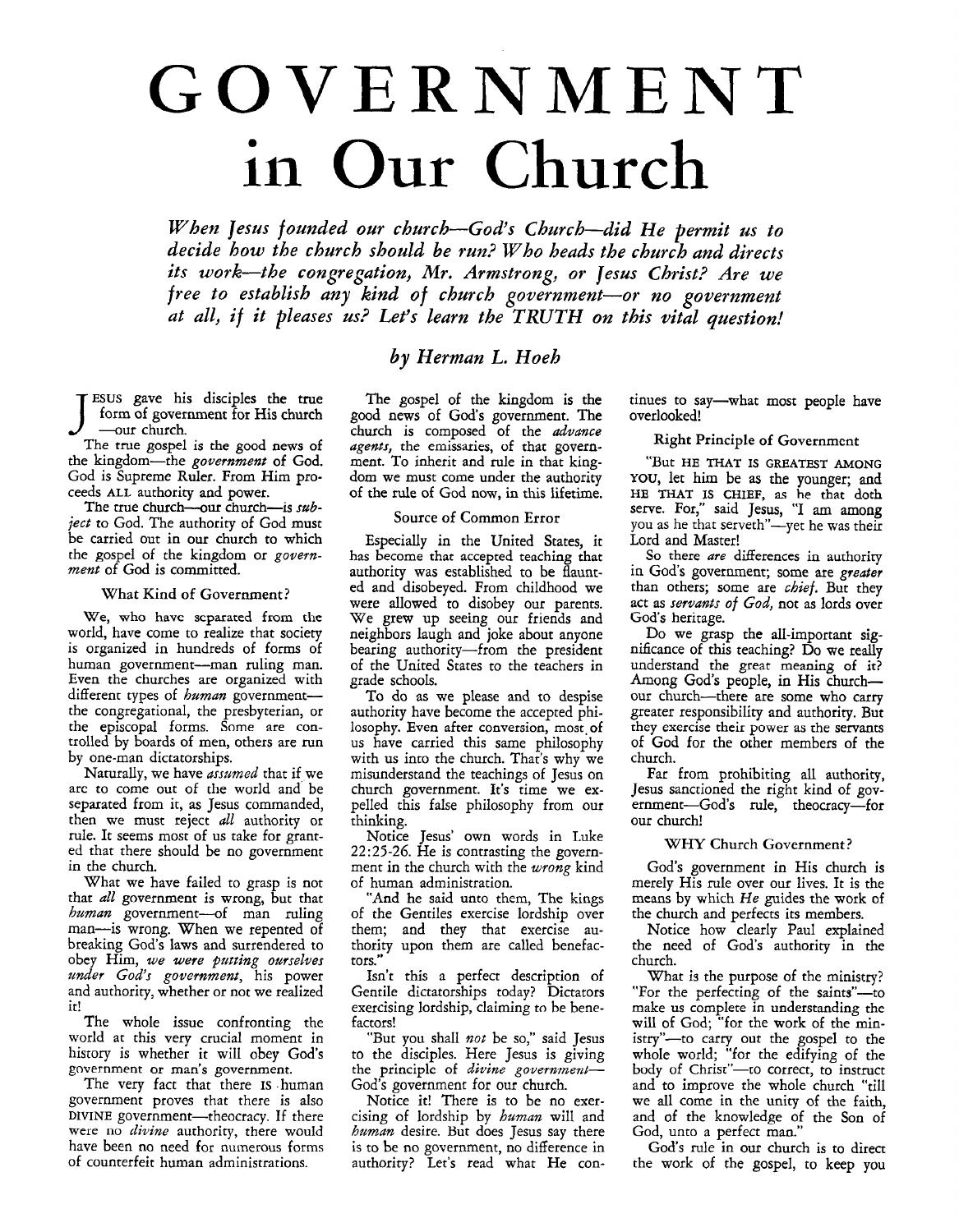# GOVERNMENT in Our Church

*When Jesus founded our church—God's Church—did He permit us to decide how the church should be run? Who heads the church and directs its work—the congregation, Mr. Armstrong, or Jesus Christ? Are we free to establish any kind of church government—or no government at all, if it pleases us? Let's learn the TRUTH on this vital question!*

*by Herman L. Hoeh*

JESUS gave his disciples the true form of government for His church—our church.

The true gospel is the good news of the kingdom—the *government* of God. God is Supreme Ruler. From Him proceeds ALL authority and power.

The true church—our church—is *subject* to God. The authority of God must be carried out in our church to which the gospel of the kingdom or *government* of God is committed.

### What Kind of Government?

We, who have separated from the world, have come to realize that society is organized in hundreds of forms of human government—man ruling man. Even the churches are organized with different types of *human* government—the congregational, the presbyterian, or the episcopal forms. Some are controlled by boards of men, others are run by one-man dictatorships.

Naturally, we have *assumed* that if we are to come out of the world and be separated from it, as Jesus commanded, then we must reject *all* authority or rule. It seems most of us take for granted that there should be no government in the church.

What we have failed to grasp is not that *all* government is wrong, but that *human* government—of man ruling man—is wrong. When we repented of breaking God's laws and surrendered to obey Him, *we were putting ourselves under God's government*, his power and authority, whether or not we realized it!

The whole issue confronting the world at this very crucial moment in history is whether it will obey God's government or man's government.

The very fact that there IS human government proves that there is also DIVINE government—theocracy. If there were no *divine* authority, there would have been no need for numerous forms of counterfeit human administrations.

The gospel of the kingdom is the good news of God's government. The church is composed of the *advance agents*, the emissaries, of that government. To inherit and rule in that kingdom we must come under the authority of the rule of God now, in this lifetime.

### Source of Common Error

Especially in the United States, it has become that accepted teaching that authority was established to be flaunted and disobeyed. From childhood we were allowed to disobey our parents. We grew up seeing our friends and neighbors laugh and joke about anyone bearing authority—from the president of the United States to the teachers in grade schools.

To do as we please and to despise authority have become the accepted philosophy. Even after conversion, most of us have carried this same philosophy with us into the church. That's why we misunderstand the teachings of Jesus on church government. It's time we expelled this false philosophy from our thinking.

Notice Jesus' own words in Luke 22:25-26. He is contrasting the government in the church with the *wrong* kind of human administration.

"And he said unto them, The kings of the Gentiles exercise lordship over them; and they that exercise authority upon them are called benefactors."

Isn't this a perfect description of Gentile dictatorships today? Dictators exercising lordship, claiming to be benefactors!

"But you shall *not* be so," said Jesus to the disciples. Here Jesus is giving the principle of *divine government*—God's government for our church.

Notice it! There is to be no exercising of lordship by *human* will and *human* desire. But does Jesus say there is to be no government, no difference in authority? Let's read what He continues to say—what most people have overlooked!

### Right Principle of Government

"But HE THAT IS GREATEST AMONG YOU, let him be as the younger; and HE THAT IS CHIEF, as he that doth serve. For," said Jesus, "I am among you as he that serveth"—yet he was their Lord and Master!

So there *are* differences in authority in God's government; some are *greater* than others; some are *chief*. But they act as *servants of God*, not as lords over God's heritage.

Do we grasp the all-important significance of this teaching? Do we really understand the great meaning of it? Among God's people, in His church—our church—there are some who carry greater responsibility and authority. But they exercise their power as the servants of God for the other members of the church.

Far from prohibiting all authority, Jesus sanctioned the right kind of government—God's rule, theocracy—for our church!

### WHY Church Government?

God's government in His church is merely His rule over our lives. It is the means by which *He* guides the work of the church and perfects its members.

Notice how clearly Paul explained the need of God's authority in the church.

What is the purpose of the ministry? "For the perfecting of the saints"—to make us complete in understanding the will of God; "for the work of the ministry"—to carry out the gospel to the whole world; "for the edifying of the body of Christ"—to correct, to instruct and to improve the whole church "till we all come in the unity of the faith, and of the knowledge of the Son of God, unto a perfect man."

God's rule in our church is to direct the work of the gospel, to keep you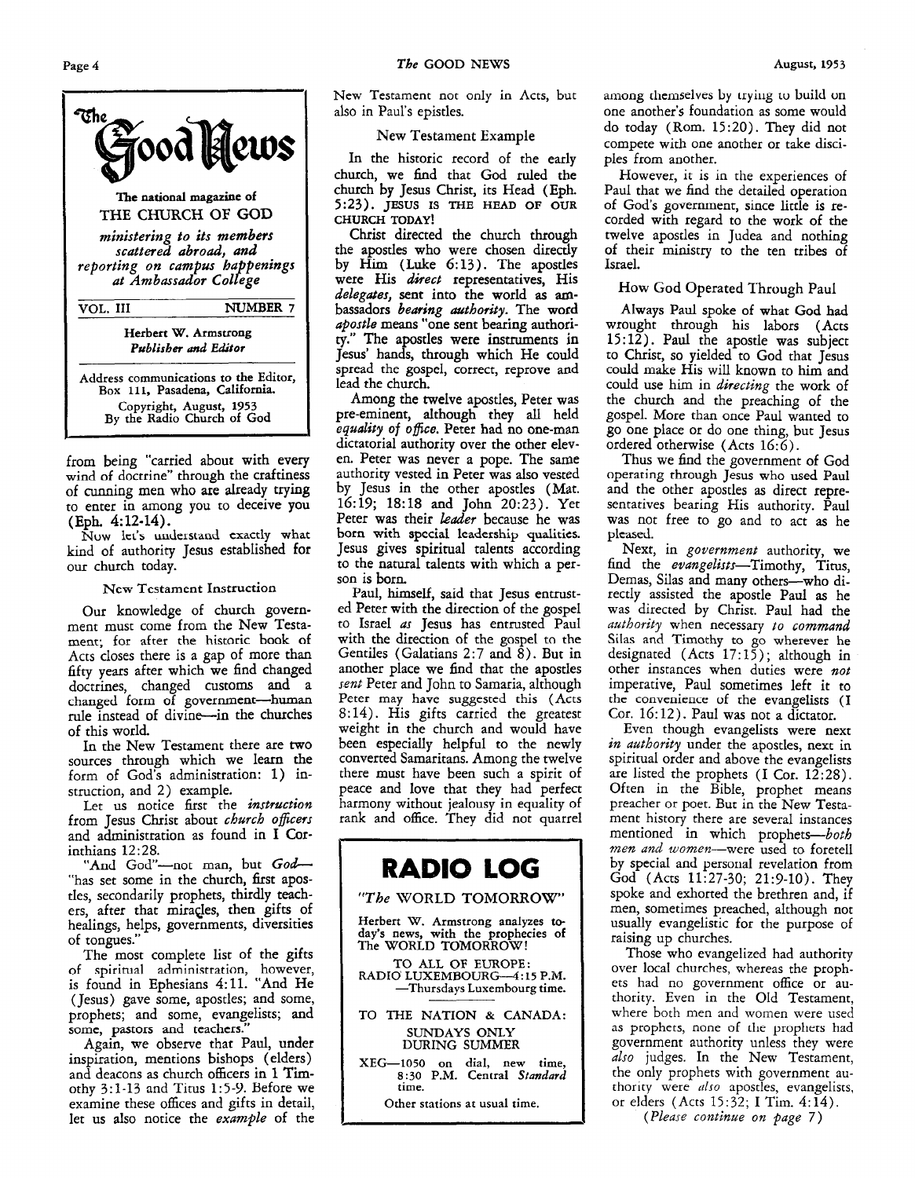# *The* Good News

The national magazine of

THE CHURCH OF GOD

*ministering to its members scattered abroad, and reporting on campus happenings at Ambassador College*

VOL. III — NUMBER 7

Herbert W. Armstrong
*Publisher and Editor*

Address communications to the Editor, Box 111, Pasadena, California.

Copyright, August, 1953
By the Radio Church of God

---

from being "carried about with every wind of doctrine" through the craftiness of cunning men who are already trying to enter in among you to deceive you (Eph. 4:12-14).

Now let's understand exactly what kind of authority Jesus established for our church today.

### New Testament Instruction

Our knowledge of church government must come from the New Testament; for after the historic book of Acts closes there is a gap of more than fifty years after which we find changed doctrines, changed customs and a changed form of government—human rule instead of divine—in the churches of this world.

In the New Testament there are two sources through which we learn the form of God's administration: 1) instruction, and 2) example.

Let us notice first the *instruction* from Jesus Christ about *church officers* and administration as found in I Corinthians 12:28.

"And God"—not man, but *God*—"has set some in the church, first apostles, secondarily prophets, thirdly teachers, after that miracles, then gifts of healings, helps, governments, diversities of tongues."

The most complete list of the gifts of spiritual administration, however, is found in Ephesians 4:11. "And He (Jesus) gave some, apostles; and some, prophets; and some, evangelists; and some, pastors and teachers."

Again, we observe that Paul, under inspiration, mentions bishops (elders) and deacons as church officers in 1 Timothy 3:1-13 and Titus 1:5-9. Before we examine these offices and gifts in detail, let us also notice the *example* of the New Testament not only in Acts, but also in Paul's epistles.

### New Testament Example

In the historic record of the early church, we find that God ruled the church by Jesus Christ, its Head (Eph. 5:23). JESUS IS THE HEAD OF OUR CHURCH TODAY!

Christ directed the church through the apostles who were chosen directly by Him (Luke 6:13). The apostles were His *direct* representatives, His *delegates*, sent into the world as ambassadors *bearing authority*. The word *apostle* means "one sent bearing authority." The apostles were instruments in Jesus' hands, through which He could spread the gospel, correct, reprove and lead the church.

Among the twelve apostles, Peter was pre-eminent, although they all held *equality of office*. Peter had no one-man dictatorial authority over the other eleven. Peter was never a pope. The same authority vested in Peter was also vested by Jesus in the other apostles (Mat. 16:19; 18:18 and John 20:23). Yet Peter was their *leader* because he was born with special leadership qualities. Jesus gives spiritual talents according to the natural talents with which a person is born.

Paul, himself, said that Jesus entrusted Peter with the direction of the gospel to Israel *as* Jesus has entrusted Paul with the direction of the gospel to the Gentiles (Galatians 2:7 and 8). But in another place we find that the apostles *sent* Peter and John to Samaria, although Peter may have suggested this (Acts 8:14). His gifts carried the greatest weight in the church and would have been especially helpful to the newly converted Samaritans. Among the twelve there must have been such a spirit of peace and love that they had perfect harmony without jealousy in equality of rank and office. They did not quarrel among themselves by trying to build on one another's foundation as some would do today (Rom. 15:20). They did not compete with one another or take disciples from another.

However, it is in the experiences of Paul that we find the detailed operation of God's government, since little is recorded with regard to the work of the twelve apostles in Judea and nothing of their ministry to the ten tribes of Israel.

### How God Operated Through Paul

Always Paul spoke of what God had wrought through his labors (Acts 15:12). Paul the apostle was subject to Christ, so yielded to God that Jesus could make His will known to him and could use him in *directing* the work of the church and the preaching of the gospel. More than once Paul wanted to go one place or do one thing, but Jesus ordered otherwise (Acts 16:6).

Thus we find the government of God operating through Jesus who used Paul and the other apostles as direct representatives bearing His authority. Paul was not free to go and to act as he pleased.

Next, in *government* authority, we find the *evangelists*—Timothy, Titus, Demas, Silas and many others—who directly assisted the apostle Paul as he was directed by Christ. Paul had the *authority* when necessary *to command* Silas and Timothy to go wherever he designated (Acts 17:15); although in other instances when duties were *not* imperative, Paul sometimes left it to the convenience of the evangelists (I Cor. 16:12). Paul was not a dictator.

Even though evangelists were next *in authority* under the apostles, next in spiritual order and above the evangelists are listed the prophets (I Cor. 12:28). Often in the Bible, prophet means preacher or poet. But in the New Testament history there are several instances mentioned in which prophets—*both men and women*—were used to foretell by special and personal revelation from God (Acts 11:27-30; 21:9-10). They spoke and exhorted the brethren and, if men, sometimes preached, although not usually evangelistic for the purpose of raising up churches.

Those who evangelized had authority over local churches, whereas the prophets had no government office or authority. Even in the Old Testament, where both men and women were used as prophets, none of the prophets had government authority unless they were *also* judges. In the New Testament, the only prophets with government authority were *also* apostles, evangelists, or elders (Acts 15:32; I Tim. 4:14).

*(Please continue on page 7)*

---

## RADIO LOG

*"The* WORLD TOMORROW"

Herbert W. Armstrong analyzes today's news, with the prophecies of The WORLD TOMORROW!

TO ALL OF EUROPE:
RADIO LUXEMBOURG—4:15 P.M.
—Thursdays Luxembourg time.

TO THE NATION & CANADA:
SUNDAYS ONLY
DURING SUMMER

XEG—1050 on dial, new time, 8:30 P.M. Central *Standard* time.

Other stations at usual time.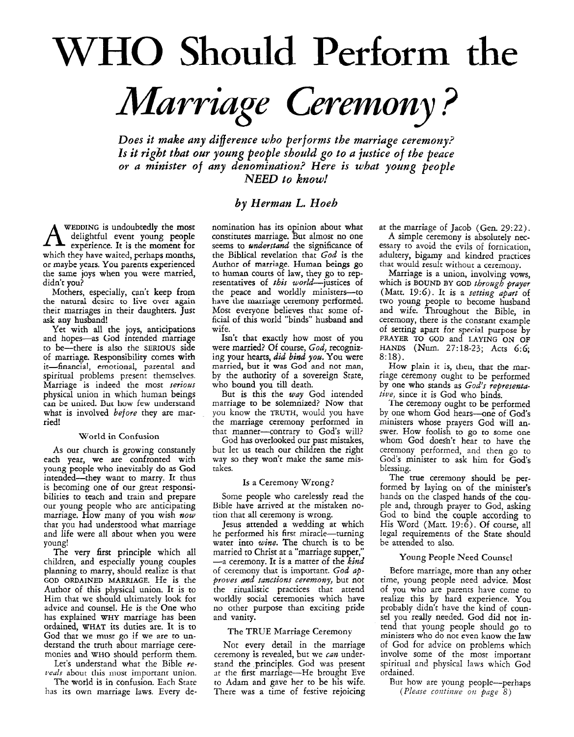# WHO Should Perform the *Marriage Ceremony?*

***Does it make any difference who performs the marriage ceremony? Is it right that our young people should go to a justice of the peace or a minister of any denomination? Here is what young people NEED to know!***

*by Herman L. Hoeh*

A WEDDING is undoubtedly the most delightful event young people experience. It is the moment for which they have waited, perhaps months, or maybe years. You parents experienced the same joys when you were married, didn't you?

Mothers, especially, can't keep from the natural desire to live over again their marriages in their daughters. Just ask any husband!

Yet with all the joys, anticipations and hopes—as God intended marriage to be—there is also the SERIOUS side of marriage. Responsibility comes with it—financial, emotional, parental and spiritual problems present themselves. Marriage is indeed the most *serious* physical union in which human beings can be united. But how few understand what is involved *before* they are married!

### World in Confusion

As our church is growing constantly each year, we are confronted with young people who inevitably do as God intended—they want to marry. It thus is becoming one of our great responsibilities to teach and train and prepare our young people who are anticipating marriage. How many of you wish *now* that you had understood what marriage and life were all about when you were young!

The very first principle which all children, and especially young couples planning to marry, should realize is that GOD ORDAINED MARRIAGE. He is the Author of this physical union. It is to Him that we should ultimately look for advice and counsel. He is the One who has explained WHY marriage has been ordained, WHAT its duties are. It is to God that we must go if we are to understand the truth about marriage ceremonies and WHO should perform them.

Let's understand what the Bible *reveals* about this most important union.

The world is in confusion. Each State has its own marriage laws. Every denomination has its opinion about what constitutes marriage. But almost no one seems to *understand* the significance of the Biblical revelation that *God* is the Author of marriage. Human beings go to human courts of law, they go to representatives of *this world*—justices of the peace and worldly ministers—to have the marriage ceremony performed. Most everyone believes that some official of this world "binds" husband and wife.

Isn't that exactly how most of you were married? Of course, *God,* recognizing your hearts, *did bind you.* You were married, but it was God and not man, by the authority of a sovereign State, who bound you till death.

But is this the *way* God intended marriage to be solemnized? Now that you know the TRUTH, would you have the marriage ceremony performed in that manner—contrary to God's will?

God has overlooked our past mistakes, but let us teach our children the right way so they won't make the same mistakes.

### Is a Ceremony Wrong?

Some people who carelessly read the Bible have arrived at the mistaken notion that all ceremony is wrong.

Jesus attended a wedding at which he performed his first miracle—turning water into *wine.* The church is to be married to Christ at a "marriage supper," —a ceremony. It is a matter of the *kind* of ceremony that is important. *God approves and sanctions ceremony,* but not the ritualistic practices that attend worldly social ceremonies which have no other purpose than exciting pride and vanity.

### The TRUE Marriage Ceremony

Not every detail in the marriage ceremony is revealed, but we *can* understand the principles. God was present at the first marriage—He brought Eve to Adam and gave her to be his wife. There was a time of festive rejoicing at the marriage of Jacob (Gen. 29:22).

A simple ceremony is absolutely necessary to avoid the evils of fornication, adultery, bigamy and kindred practices that would result without a ceremony.

Marriage is a union, involving vows, which is BOUND BY GOD *through prayer* (Matt. 19:6). It is a *setting apart* of two young people to become husband and wife. Throughout the Bible, in ceremony, there is the constant example of setting apart for special purpose by PRAYER TO GOD and LAYING ON OF HANDS (Num. 27:18-23; Acts 6:6; 8:18).

How plain it is, then, that the marriage ceremony ought to be performed by one who stands as *God's representative,* since it is God who binds.

The ceremony ought to be performed by one whom God hears—one of God's ministers whose prayers God will answer. How foolish to go to some one whom God doesn't hear to have the ceremony performed, and then go to God's minister to ask him for God's blessing.

The true ceremony should be performed by laying on of the minister's hands on the clasped hands of the couple and, through prayer to God, asking God to bind the couple according to His Word (Matt. 19:6). Of course, all legal requirements of the State should be attended to also.

### Young People Need Counsel

Before marriage, more than any other time, young people need advice. Most of you who are parents have come to realize this by hard experience. You probably didn't have the kind of counsel you really needed. God did not intend that young people should go to ministers who do not even know the law of God for advice on problems which involve some of the most important spiritual and physical laws which God ordained.

But how are young people—perhaps

*(Please continue on page 8)*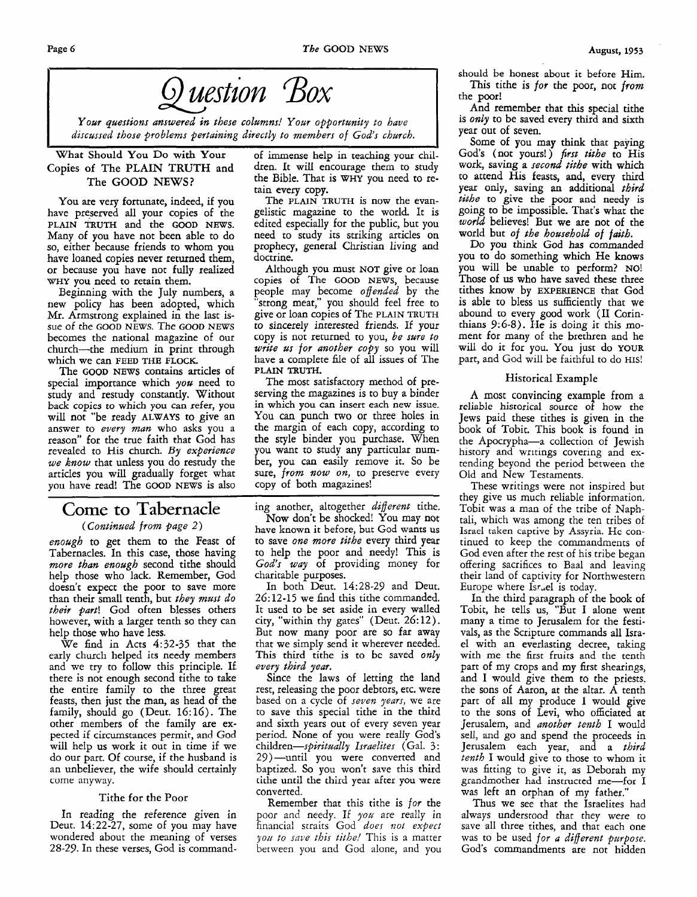# Question Box

*Your questions answered in these columns! Your opportunity to have discussed those problems pertaining directly to members of God's church.*

## What Should You Do with Your Copies of The PLAIN TRUTH and The GOOD NEWS?

You are very fortunate, indeed, if you have preserved all your copies of the PLAIN TRUTH and the GOOD NEWS. Many of you have not been able to do so, either because friends to whom you have loaned copies never returned them, or because you have not fully realized WHY you need to retain them.

Beginning with the July numbers, a new policy has been adopted, which Mr. Armstrong explained in the last issue of the GOOD NEWS. The GOOD NEWS becomes the national magazine of our church—the medium in print through which we can FEED THE FLOCK.

The GOOD NEWS contains articles of special importance which *you* need to study and restudy constantly. Without back copies to which you can refer, you will not "be ready ALWAYS to give an answer to *every man* who asks you a reason" for the true faith that God has revealed to His church. *By experience we know* that unless you do restudy the articles you will gradually forget what you have read! The GOOD NEWS is also of immense help in teaching your children. It will encourage them to study the Bible. That is WHY you need to retain every copy.

The PLAIN TRUTH is now the evangelistic magazine to the world. It is edited especially for the public, but you need to study its striking articles on prophecy, general Christian living and doctrine.

Although you must NOT give or loan copies of The GOOD NEWS, because people may become *offended* by the "strong meat," you should feel free to give or loan copies of The PLAIN TRUTH to sincerely interested friends. If your copy is not returned to you, *be sure to write us for another copy* so you will have a complete file of all issues of The PLAIN TRUTH.

The most satisfactory method of preserving the magazines is to buy a binder in which you can insert each new issue. You can punch two or three holes in the margin of each copy, according to the style binder you purchase. When you want to study any particular number, you can easily remove it. So be sure, *from now on,* to preserve every copy of both magazines!

# Come to Tabernacle

*(Continued from page 2)*

*enough* to get them to the Feast of Tabernacles. In this case, those having *more than enough* second tithe should help those who lack. Remember, God doesn't expect the poor to save more than their small tenth, but *they must do their part!* God often blesses others however, with a larger tenth so they can help those who have less.

We find in Acts 4:32-35 that the early church helped its needy members and we try to follow this principle. If there is not enough second tithe to take the entire family to the three great feasts, then just the man, as head of the family, should go (Deut. 16:16). The other members of the family are expected if circumstances permit, and God will help us work it out in time if we do our part. Of course, if the husband is an unbeliever, the wife should certainly come anyway.

### Tithe for the Poor

In reading the reference given in Deut. 14:22-27, some of you may have wondered about the meaning of verses 28-29. In these verses, God is commanding another, altogether *different* tithe.

Now don't be shocked! You may not have known it before, but God wants us to save *one more tithe* every third year to help the poor and needy! This is *God's way* of providing money for charitable purposes.

In both Deut. 14:28-29 and Deut. 26:12-15 we find this tithe commanded. It used to be set aside in every walled city, "within thy gates" (Deut. 26:12). But now many poor are so far away that we simply send it wherever needed. This third tithe is to be saved *only every third year.*

Since the laws of letting the land rest, releasing the poor debtors, etc. were based on a cycle of *seven years,* we are to save this special tithe in the third and sixth years out of every seven year period. None of you were really God's children—*spiritually Israelites* (Gal. 3:29)—until you were converted and baptized. So you won't save this third tithe until the third year after you were converted.

Remember that this tithe is *for* the poor and needy. If *you* are really in financial straits God *does not expect you to save this tithe!* This is a matter between you and God alone, and you should be honest about it before Him.

This tithe is *for* the poor, not *from* the poor!

And remember that this special tithe is *only* to be saved every third and sixth year out of seven.

Some of you may think that paying God's (not yours!) *first tithe* to His work, saving a *second tithe* with which to attend His feasts, and, every third year only, saving an additional *third tithe* to give the poor and needy is going to be impossible. That's what the *world* believes! But we are not of the world but *of the household of faith.*

Do you think God has commanded you to do something which He knows you will be unable to perform? NO! Those of us who have saved these three tithes know by EXPERIENCE that God is able to bless us sufficiently that we abound to every good work (II Corinthians 9:6-8). He is doing it this moment for many of the brethren and he will do it for you. You just do YOUR part, and God will be faithful to do HIS!

### Historical Example

A most convincing example from a reliable historical source of how the Jews paid these tithes is given in the book of Tobit. This book is found in the Apocrypha—a collection of Jewish history and writings covering and extending beyond the period between the Old and New Testaments.

These writings were not inspired but they give us much reliable information. Tobit was a man of the tribe of Naphtali, which was among the ten tribes of Israel taken captive by Assyria. He continued to keep the commandments of God even after the rest of his tribe began offering sacrifices to Baal and leaving their land of captivity for Northwestern Europe where Israel is today.

In the third paragraph of the book of Tobit, he tells us, "But I alone went many a time to Jerusalem for the festivals, as the Scripture commands all Israel with an everlasting decree, taking with me the first fruits and the tenth part of my crops and my first shearings, and I would give them to the priests, the sons of Aaron, at the altar. A tenth part of all my produce I would give to the sons of Levi, who officiated at Jerusalem, and *another tenth* I would sell, and go and spend the proceeds in Jerusalem each year, and a *third tenth* I would give to those to whom it was fitting to give it, as Deborah my grandmother had instructed me—for I was left an orphan of my father."

Thus we see that the Israelites had always understood that they were to save all three tithes, and that each one was to be used *for a different purpose.* God's commandments are not hidden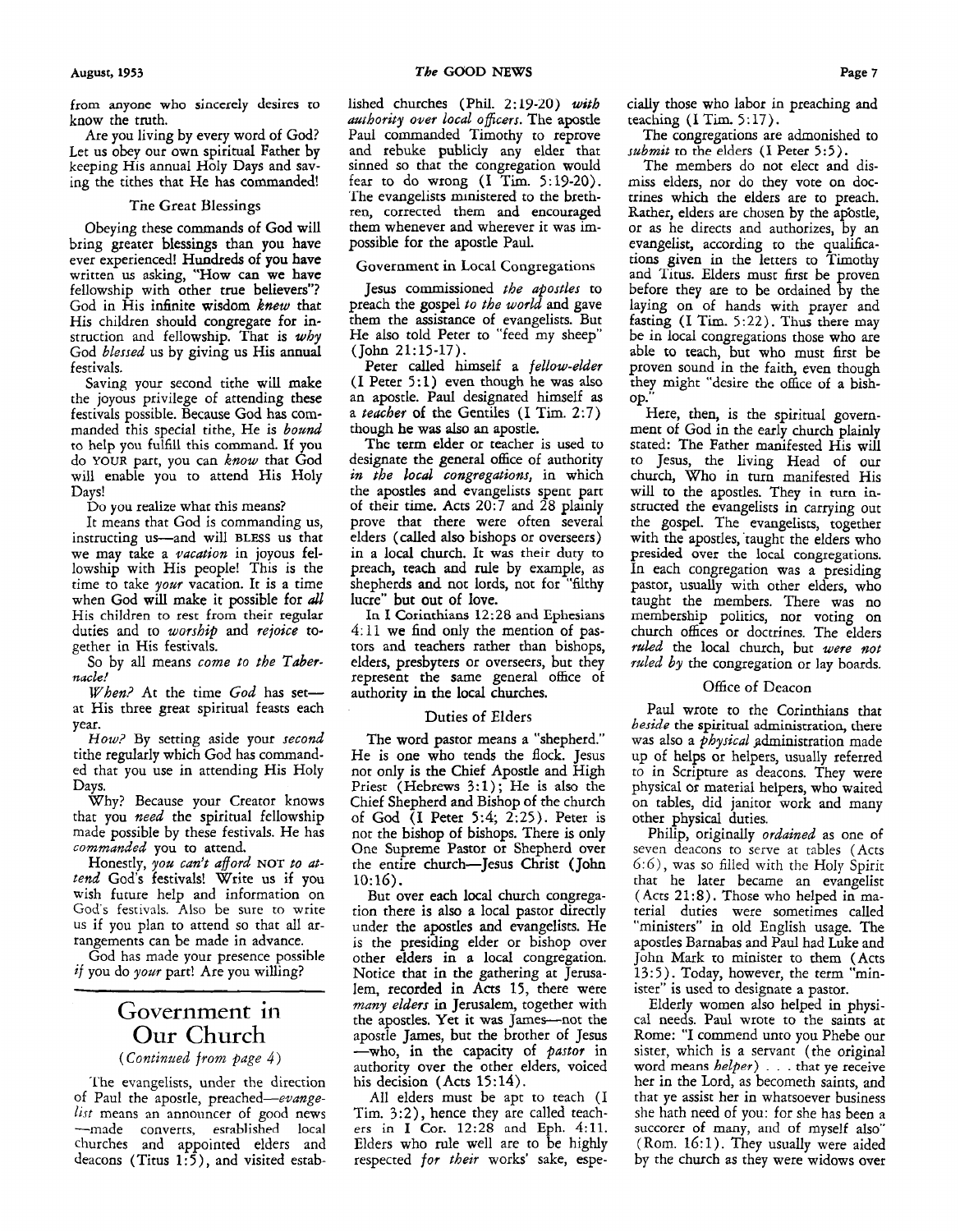from anyone who sincerely desires to know the truth.

Are you living by every word of God? Let us obey our own spiritual Father by keeping His annual Holy Days and saving the tithes that He has commanded!

### The Great Blessings

Obeying these commands of God will bring greater blessings than you have ever experienced! Hundreds of you have written us asking, "How can we have fellowship with other true believers"? God in His infinite wisdom *knew* that His children should congregate for instruction and fellowship. That is *why* God *blessed* us by giving us His annual festivals.

Saving your second tithe will make the joyous privilege of attending these festivals possible. Because God has commanded this special tithe, He is *bound* to help you fulfill this command. If you do YOUR part, you can *know* that God will enable you to attend His Holy Days!

Do you realize what this means?

It means that God is commanding us, instructing us—and will BLESS us that we may take a *vacation* in joyous fellowship with His people! This is the time to take *your* vacation. It is a time when God will make it possible for *all* His children to rest from their regular duties and to *worship* and *rejoice* together in His festivals.

So by all means *come to the Tabernacle!*

*When?* At the time *God* has set—at His three great spiritual feasts each year.

*How?* By setting aside your *second* tithe regularly which God has commanded that you use in attending His Holy Days.

*Why?* Because your Creator knows that you *need* the spiritual fellowship made possible by these festivals. He has *commanded* you to attend.

Honestly, *you can't afford* NOT *to attend* God's festivals! Write us if you wish future help and information on God's festivals. Also be sure to write us if you plan to attend so that all arrangements can be made in advance.

God has made your presence possible *if* you do *your* part! Are you willing?

---

# Government in Our Church

*(Continued from page 4)*

The evangelists, under the direction of Paul the apostle, preached—*evangelist* means an announcer of good news—made converts, established local churches and appointed elders and deacons (Titus 1:5), and visited established churches (Phil. 2:19-20) *with authority over local officers.* The apostle Paul commanded Timothy to reprove and rebuke publicly any elder that sinned so that the congregation would fear to do wrong (I Tim. 5:19-20). The evangelists ministered to the brethren, corrected them and encouraged them whenever and wherever it was impossible for the apostle Paul.

### Government in Local Congregations

Jesus commissioned *the apostles* to preach the gospel *to the world* and gave them the assistance of evangelists. But He also told Peter to "feed my sheep" (John 21:15-17).

Peter called himself a *fellow-elder* (I Peter 5:1) even though he was also an apostle. Paul designated himself as a *teacher* of the Gentiles (I Tim. 2:7) though he was also an apostle.

The term elder or teacher is used to designate the general office of authority *in the local congregations,* in which the apostles and evangelists spent part of their time. Acts 20:7 and 28 plainly prove that there were often several elders (called also bishops or overseers) in a local church. It was their duty to preach, teach and rule by example, as shepherds and not lords, not for "filthy lucre" but out of love.

In I Corinthians 12:28 and Ephesians 4:11 we find only the mention of pastors and teachers rather than bishops, elders, presbyters or overseers, but they represent the same general office of authority in the local churches.

### Duties of Elders

The word pastor means a "shepherd." He is one who tends the flock. Jesus not only is the Chief Apostle and High Priest (Hebrews 3:1); He is also the Chief Shepherd and Bishop of the church of God (I Peter 5:4; 2:25). Peter is not the bishop of bishops. There is only One Supreme Pastor or Shepherd over the entire church—Jesus Christ (John 10:16).

But over each local church congregation there is also a local pastor directly under the apostles and evangelists. He is the presiding elder or bishop over other elders in a local congregation. Notice that in the gathering at Jerusalem, recorded in Acts 15, there were *many elders* in Jerusalem, together with the apostles. Yet it was James—not the apostle James, but the brother of Jesus—who, in the capacity of *pastor* in authority over the other elders, voiced his decision (Acts 15:14).

All elders must be apt to teach (I Tim. 3:2), hence they are called teachers in I Cor. 12:28 and Eph. 4:11. Elders who rule well are to be highly respected *for their* works' sake, especially those who labor in preaching and teaching (I Tim. 5:17).

The congregations are admonished to *submit* to the elders (I Peter 5:5).

The members do not elect and dismiss elders, nor do they vote on doctrines which the elders are to preach. Rather, elders are chosen by the apostle, or as he directs and authorizes, by an evangelist, according to the qualifications given in the letters to Timothy and Titus. Elders must first be proven before they are to be ordained by the laying on of hands with prayer and fasting (I Tim. 5:22). Thus there may be in local congregations those who are able to teach, but who must first be proven sound in the faith, even though they might "desire the office of a bishop."

Here, then, is the spiritual government of God in the early church plainly stated: The Father manifested His will to Jesus, the living Head of our church, Who in turn manifested His will to the apostles. They in turn instructed the evangelists in carrying out the gospel. The evangelists, together with the apostles, taught the elders who presided over the local congregations. In each congregation was a presiding pastor, usually with other elders, who taught the members. There was no membership politics, nor voting on church offices or doctrines. The elders *ruled* the local church, but *were not ruled by* the congregation or lay boards.

### Office of Deacon

Paul wrote to the Corinthians that *beside* the spiritual administration, there was also a *physical* administration made up of helps or helpers, usually referred to in Scripture as deacons. They were physical or material helpers, who waited on tables, did janitor work and many other physical duties.

Philip, originally *ordained* as one of seven deacons to serve at tables (Acts 6:6), was so filled with the Holy Spirit that he later became an evangelist (Acts 21:8). Those who helped in material duties were sometimes called "ministers" in old English usage. The apostles Barnabas and Paul had Luke and John Mark to minister to them (Acts 13:5). Today, however, the term "minister" is used to designate a pastor.

Elderly women also helped in physical needs. Paul wrote to the saints at Rome: "I commend unto you Phebe our sister, which is a servant (the original word means *helper*) . . . that ye receive her in the Lord, as becometh saints, and that ye assist her in whatsoever business she hath need of you: for she has been a succorer of many, and of myself also" (Rom. 16:1). They usually were aided by the church as they were widows over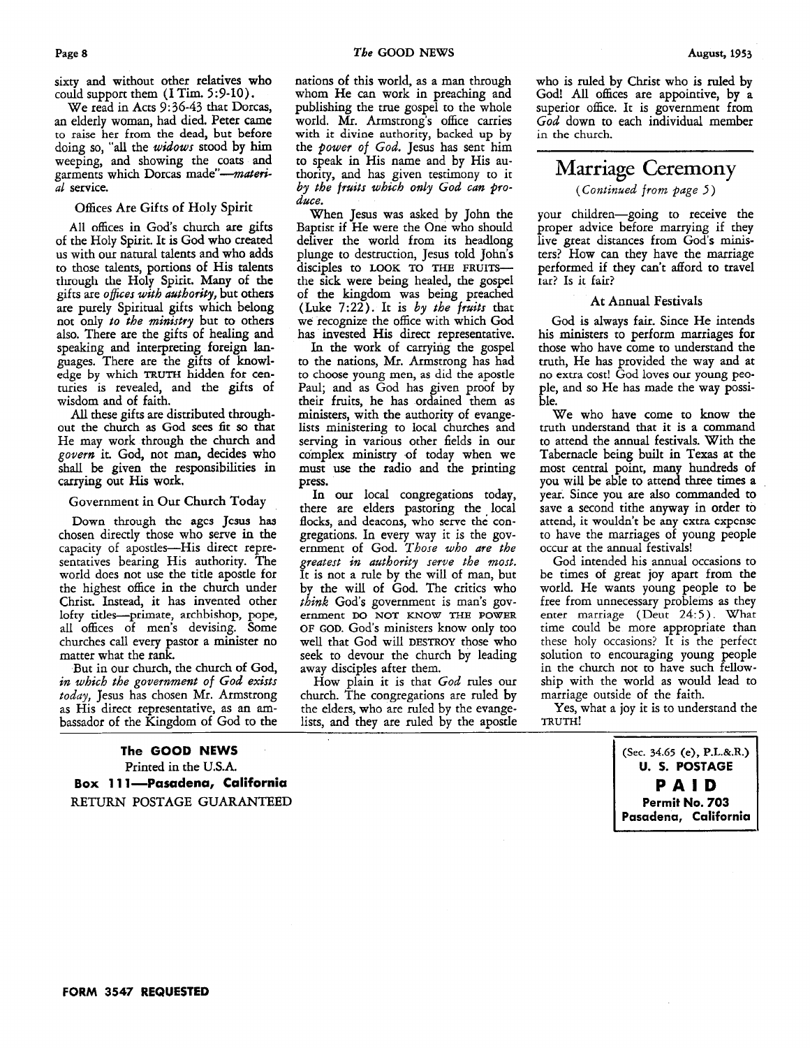sixty and without other relatives who could support them (I Tim. 5:9-10).

We read in Acts 9:36-43 that Dorcas, an elderly woman, had died. Peter came to raise her from the dead, but before doing so, "all the *widows* stood by him weeping, and showing the coats and garments which Dorcas made"—*material* service.

### Offices Are Gifts of Holy Spirit

All offices in God's church are gifts of the Holy Spirit. It is God who created us with our natural talents and who adds to those talents, portions of His talents through the Holy Spirit. Many of the gifts are *offices with authority*, but others are purely Spiritual gifts which belong not only *to the ministry* but to others also. There are the gifts of healing and speaking and interpreting foreign languages. There are the gifts of knowledge by which TRUTH hidden for centuries is revealed, and the gifts of wisdom and of faith.

All these gifts are distributed throughout the church as God sees fit so that He may work through the church and *govern* it. God, not man, decides who shall be given the responsibilities in carrying out His work.

### Government in Our Church Today

Down through the ages Jesus has chosen directly those who serve in the capacity of apostles—His direct representatives bearing His authority. The world does not use the title apostle for the highest office in the church under Christ. Instead, it has invented other lofty titles—primate, archbishop, pope, all offices of men's devising. Some churches call every pastor a minister no matter what the rank.

But in our church, the church of God, *in which the government of God exists today*, Jesus has chosen Mr. Armstrong as His direct representative, as an ambassador of the Kingdom of God to the nations of this world, as a man through whom He can work in preaching and publishing the true gospel to the whole world. Mr. Armstrong's office carries with it divine authority, backed up by the *power of God*. Jesus has sent him to speak in His name and by His authority, and has given testimony to it *by the fruits which only God can produce*.

When Jesus was asked by John the Baptist if He were the One who should deliver the world from its headlong plunge to destruction, Jesus told John's disciples to LOOK TO THE FRUITS—the sick were being healed, the gospel of the kingdom was being preached (Luke 7:22). It is *by the fruits* that we recognize the office with which God has invested His direct representative.

In the work of carrying the gospel to the nations, Mr. Armstrong has had to choose young men, as did the apostle Paul; and as God has given proof by their fruits, he has ordained them as ministers, with the authority of evangelists ministering to local churches and serving in various other fields in our complex ministry of today when we must use the radio and the printing press.

In our local congregations today, there are elders pastoring the local flocks, and deacons, who serve the congregations. In every way it is the government of God. *Those who are the greatest in authority serve the most.* It is not a rule by the will of man, but by the will of God. The critics who *think* God's government is man's government DO NOT KNOW THE POWER OF GOD. God's ministers know only too well that God will DESTROY those who seek to devour the church by leading away disciples after them.

How plain it is that *God* rules our church. The congregations are ruled by the elders, who are ruled by the evangelists, and they are ruled by the apostle who is ruled by Christ who is ruled by God! All offices are appointive, by a superior office. It is government from *God* down to each individual member in the church.

## Marriage Ceremony

*(Continued from page 5)*

your children—going to receive the proper advice before marrying if they live great distances from God's ministers? How can they have the marriage performed if they can't afford to travel far? Is it fair?

### At Annual Festivals

God is always fair. Since He intends his ministers to perform marriages for those who have come to understand the truth, He has provided the way and at no extra cost! God loves our young people, and so He has made the way possible.

We who have come to know the truth understand that it is a command to attend the annual festivals. With the Tabernacle being built in Texas at the most central point, many hundreds of you will be able to attend three times a year. Since you are also commanded to save a second tithe anyway in order to attend, it wouldn't be any extra expense to have the marriages of young people occur at the annual festivals!

God intended his annual occasions to be times of great joy apart from the world. He wants young people to be free from unnecessary problems as they enter marriage (Deut 24:5). What time could be more appropriate than these holy occasions? It is the perfect solution to encouraging young people in the church not to have such fellowship with the world as would lead to marriage outside of the faith.

Yes, what a joy it is to understand the TRUTH!

**The GOOD NEWS**
Printed in the U.S.A.
**Box 111—Pasadena, California**
RETURN POSTAGE GUARANTEED

(Sec. 34.65 (e), P.L.&R.)
**U. S. POSTAGE**
**P A I D**
**Permit No. 703**
**Pasadena, California**

**FORM 3547 REQUESTED**